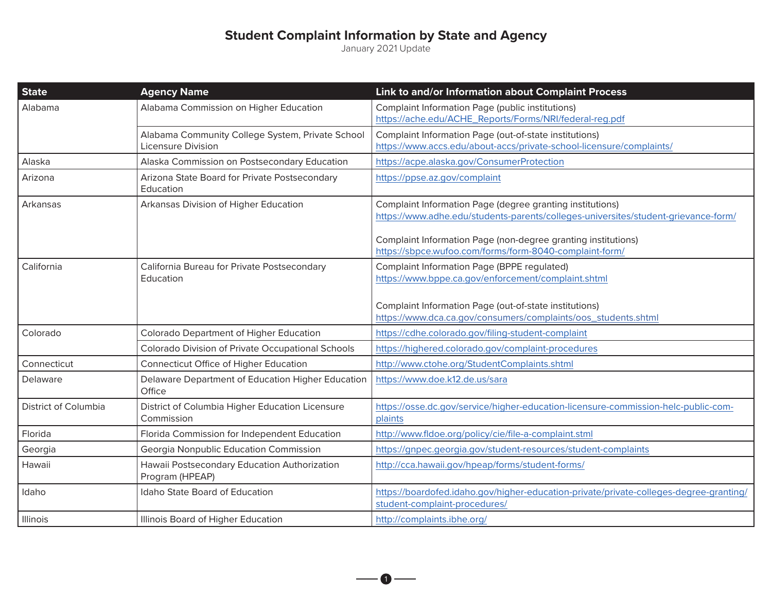# Student Complaint Information by State and Agency

January 2021 Update

| State | Agency Name | Link to and/or Information about Complaint Process |
|---|---|---|
| Alabama | Alabama Commission on Higher Education | Complaint Information Page (public institutions) https://ache.edu/ACHE_Reports/Forms/NRI/federal-reg.pdf |
| | Alabama Community College System, Private School Licensure Division | Complaint Information Page (out-of-state institutions) https://www.accs.edu/about-accs/private-school-licensure/complaints/ |
| Alaska | Alaska Commission on Postsecondary Education | https://acpe.alaska.gov/ConsumerProtection |
| Arizona | Arizona State Board for Private Postsecondary Education | https://ppse.az.gov/complaint |
| Arkansas | Arkansas Division of Higher Education | Complaint Information Page (degree granting institutions) https://www.adhe.edu/students-parents/colleges-universites/student-grievance-form/ <br><br> Complaint Information Page (non-degree granting institutions) https://sbpce.wufoo.com/forms/form-8040-complaint-form/ |
| California | California Bureau for Private Postsecondary Education | Complaint Information Page (BPPE regulated) https://www.bppe.ca.gov/enforcement/complaint.shtml <br><br> Complaint Information Page (out-of-state institutions) https://www.dca.ca.gov/consumers/complaints/oos_students.shtml |
| Colorado | Colorado Department of Higher Education | https://cdhe.colorado.gov/filing-student-complaint |
| | Colorado Division of Private Occupational Schools | https://highered.colorado.gov/complaint-procedures |
| Connecticut | Connecticut Office of Higher Education | http://www.ctohe.org/StudentComplaints.shtml |
| Delaware | Delaware Department of Education Higher Education Office | https://www.doe.k12.de.us/sara |
| District of Columbia | District of Columbia Higher Education Licensure Commission | https://osse.dc.gov/service/higher-education-licensure-commission-helc-public-complaints |
| Florida | Florida Commission for Independent Education | http://www.fldoe.org/policy/cie/file-a-complaint.stml |
| Georgia | Georgia Nonpublic Education Commission | https://gnpec.georgia.gov/student-resources/student-complaints |
| Hawaii | Hawaii Postsecondary Education Authorization Program (HPEAP) | http://cca.hawaii.gov/hpeap/forms/student-forms/ |
| Idaho | Idaho State Board of Education | https://boardofed.idaho.gov/higher-education-private/private-colleges-degree-granting/student-complaint-procedures/ |
| Illinois | Illinois Board of Higher Education | http://complaints.ibhe.org/ |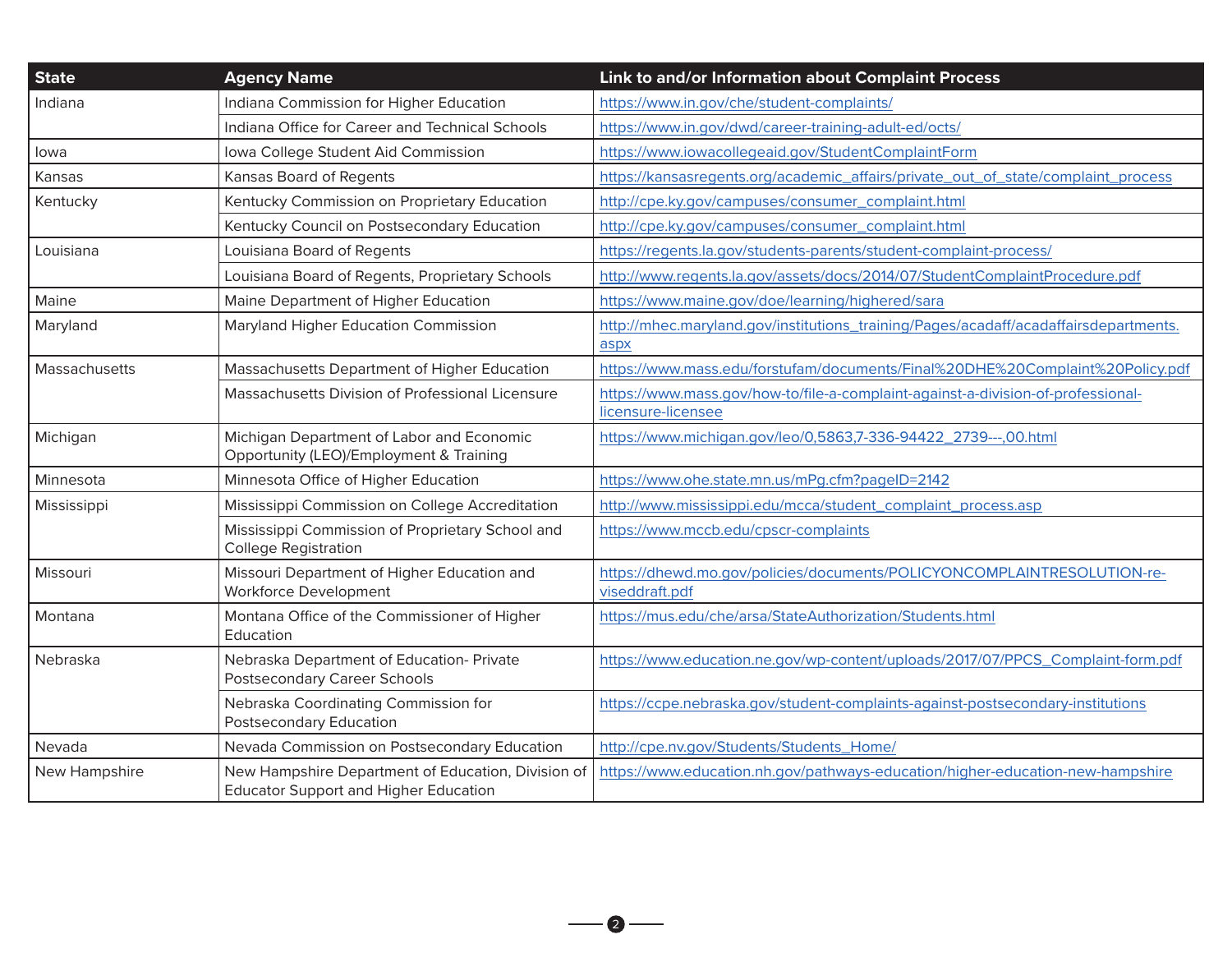| State | Agency Name | Link to and/or Information about Complaint Process |
|---|---|---|
| Indiana | Indiana Commission for Higher Education | https://www.in.gov/che/student-complaints/ |
| | Indiana Office for Career and Technical Schools | https://www.in.gov/dwd/career-training-adult-ed/octs/ |
| Iowa | Iowa College Student Aid Commission | https://www.iowacollegeaid.gov/StudentComplaintForm |
| Kansas | Kansas Board of Regents | https://kansasregents.org/academic_affairs/private_out_of_state/complaint_process |
| Kentucky | Kentucky Commission on Proprietary Education | http://cpe.ky.gov/campuses/consumer_complaint.html |
| | Kentucky Council on Postsecondary Education | http://cpe.ky.gov/campuses/consumer_complaint.html |
| Louisiana | Louisiana Board of Regents | https://regents.la.gov/students-parents/student-complaint-process/ |
| | Louisiana Board of Regents, Proprietary Schools | http://www.regents.la.gov/assets/docs/2014/07/StudentComplaintProcedure.pdf |
| Maine | Maine Department of Higher Education | https://www.maine.gov/doe/learning/highered/sara |
| Maryland | Maryland Higher Education Commission | http://mhec.maryland.gov/institutions_training/Pages/acadaff/acadaffairsdepartments.aspx |
| Massachusetts | Massachusetts Department of Higher Education | https://www.mass.edu/forstufam/documents/Final%20DHE%20Complaint%20Policy.pdf |
| | Massachusetts Division of Professional Licensure | https://www.mass.gov/how-to/file-a-complaint-against-a-division-of-professional-licensure-licensee |
| Michigan | Michigan Department of Labor and Economic Opportunity (LEO)/Employment & Training | https://www.michigan.gov/leo/0,5863,7-336-94422_2739---,00.html |
| Minnesota | Minnesota Office of Higher Education | https://www.ohe.state.mn.us/mPg.cfm?pageID=2142 |
| Mississippi | Mississippi Commission on College Accreditation | http://www.mississippi.edu/mcca/student_complaint_process.asp |
| | Mississippi Commission of Proprietary School and College Registration | https://www.mccb.edu/cpscr-complaints |
| Missouri | Missouri Department of Higher Education and Workforce Development | https://dhewd.mo.gov/policies/documents/POLICYONCOMPLAINTRESOLUTION-reviseddraft.pdf |
| Montana | Montana Office of the Commissioner of Higher Education | https://mus.edu/che/arsa/StateAuthorization/Students.html |
| Nebraska | Nebraska Department of Education- Private Postsecondary Career Schools | https://www.education.ne.gov/wp-content/uploads/2017/07/PPCS_Complaint-form.pdf |
| | Nebraska Coordinating Commission for Postsecondary Education | https://ccpe.nebraska.gov/student-complaints-against-postsecondary-institutions |
| Nevada | Nevada Commission on Postsecondary Education | http://cpe.nv.gov/Students/Students_Home/ |
| New Hampshire | New Hampshire Department of Education, Division of Educator Support and Higher Education | https://www.education.nh.gov/pathways-education/higher-education-new-hampshire |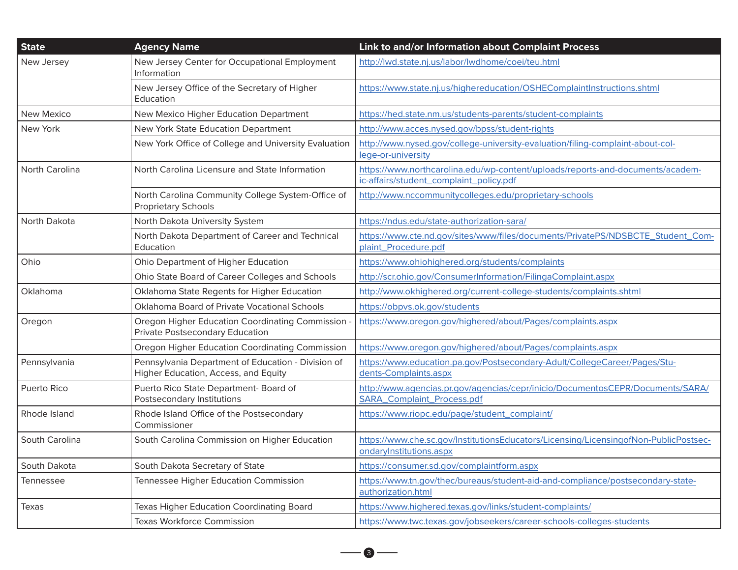| State | Agency Name | Link to and/or Information about Complaint Process |
| --- | --- | --- |
| New Jersey | New Jersey Center for Occupational Employment Information | http://lwd.state.nj.us/labor/lwdhome/coei/teu.html |
| | New Jersey Office of the Secretary of Higher Education | https://www.state.nj.us/highereducation/OSHEComplaintInstructions.shtml |
| New Mexico | New Mexico Higher Education Department | https://hed.state.nm.us/students-parents/student-complaints |
| New York | New York State Education Department | http://www.acces.nysed.gov/bpss/student-rights |
| | New York Office of College and University Evaluation | http://www.nysed.gov/college-university-evaluation/filing-complaint-about-college-or-university |
| North Carolina | North Carolina Licensure and State Information | https://www.northcarolina.edu/wp-content/uploads/reports-and-documents/academic-affairs/student_complaint_policy.pdf |
| | North Carolina Community College System-Office of Proprietary Schools | http://www.nccommunitycolleges.edu/proprietary-schools |
| North Dakota | North Dakota University System | https://ndus.edu/state-authorization-sara/ |
| | North Dakota Department of Career and Technical Education | https://www.cte.nd.gov/sites/www/files/documents/PrivatePS/NDSBCTE_Student_Complaint_Procedure.pdf |
| Ohio | Ohio Department of Higher Education | https://www.ohiohighered.org/students/complaints |
| | Ohio State Board of Career Colleges and Schools | http://scr.ohio.gov/ConsumerInformation/FilingaComplaint.aspx |
| Oklahoma | Oklahoma State Regents for Higher Education | http://www.okhighered.org/current-college-students/complaints.shtml |
| | Oklahoma Board of Private Vocational Schools | https://obpvs.ok.gov/students |
| Oregon | Oregon Higher Education Coordinating Commission - Private Postsecondary Education | https://www.oregon.gov/highered/about/Pages/complaints.aspx |
| | Oregon Higher Education Coordinating Commission | https://www.oregon.gov/highered/about/Pages/complaints.aspx |
| Pennsylvania | Pennsylvania Department of Education - Division of Higher Education, Access, and Equity | https://www.education.pa.gov/Postsecondary-Adult/CollegeCareer/Pages/Students-Complaints.aspx |
| Puerto Rico | Puerto Rico State Department- Board of Postsecondary Institutions | http://www.agencias.pr.gov/agencias/cepr/inicio/DocumentosCEPR/Documents/SARA/SARA_Complaint_Process.pdf |
| Rhode Island | Rhode Island Office of the Postsecondary Commissioner | https://www.riopc.edu/page/student_complaint/ |
| South Carolina | South Carolina Commission on Higher Education | https://www.che.sc.gov/InstitutionsEducators/Licensing/LicensingofNon-PublicPostsecondaryInstitutions.aspx |
| South Dakota | South Dakota Secretary of State | https://consumer.sd.gov/complaintform.aspx |
| Tennessee | Tennessee Higher Education Commission | https://www.tn.gov/thec/bureaus/student-aid-and-compliance/postsecondary-state-authorization.html |
| Texas | Texas Higher Education Coordinating Board | https://www.highered.texas.gov/links/student-complaints/ |
| | Texas Workforce Commission | https://www.twc.texas.gov/jobseekers/career-schools-colleges-students |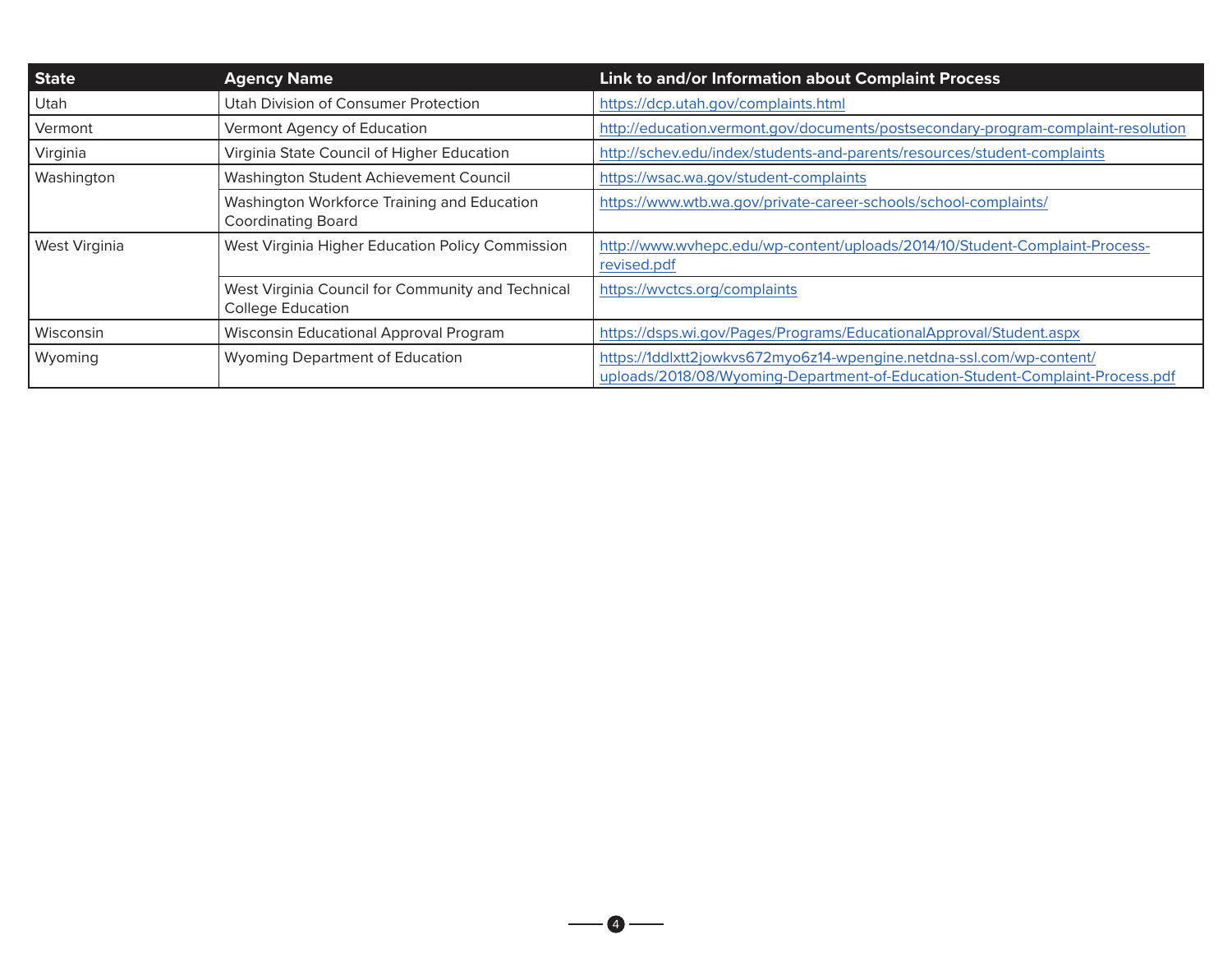| State | Agency Name | Link to and/or Information about Complaint Process |
|---|---|---|
| Utah | Utah Division of Consumer Protection | https://dcp.utah.gov/complaints.html |
| Vermont | Vermont Agency of Education | http://education.vermont.gov/documents/postsecondary-program-complaint-resolution |
| Virginia | Virginia State Council of Higher Education | http://schev.edu/index/students-and-parents/resources/student-complaints |
| Washington | Washington Student Achievement Council | https://wsac.wa.gov/student-complaints |
| | Washington Workforce Training and Education Coordinating Board | https://www.wtb.wa.gov/private-career-schools/school-complaints/ |
| West Virginia | West Virginia Higher Education Policy Commission | http://www.wvhepc.edu/wp-content/uploads/2014/10/Student-Complaint-Process-revised.pdf |
| | West Virginia Council for Community and Technical College Education | https://wvctcs.org/complaints |
| Wisconsin | Wisconsin Educational Approval Program | https://dsps.wi.gov/Pages/Programs/EducationalApproval/Student.aspx |
| Wyoming | Wyoming Department of Education | https://1ddlxtt2jowkvs672myo6z14-wpengine.netdna-ssl.com/wp-content/uploads/2018/08/Wyoming-Department-of-Education-Student-Complaint-Process.pdf |